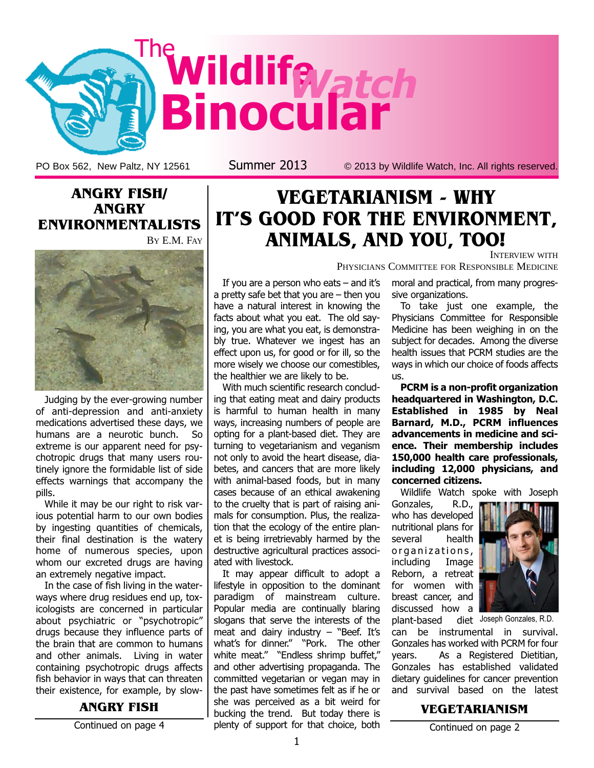# The Wildlife Watch Binocular

PO Box 562, New Paltz, NY 12561 Summer 2013 © 2013 by Wildlife Watch, Inc. All rights reserved.

## ANGRY FISH/ ANGRY ENVIRONMENTALISTS

By E.M. Fay

Judging by the ever-growing number of anti-depression and anti-anxiety medications advertised these days, we humans are a neurotic bunch. So extreme is our apparent need for psychotropic drugs that many users routinely ignore the formidable list of side effects warnings that accompany the pills.

While it may be our right to risk various potential harm to our own bodies by ingesting quantities of chemicals, their final destination is the watery home of numerous species, upon whom our excreted drugs are having an extremely negative impact.

In the case of fish living in the waterways where drug residues end up, toxicologists are concerned in particular about psychiatric or "psychotropic" drugs because they influence parts of the brain that are common to humans and other animals. Living in water containing psychotropic drugs affects fish behavior in ways that can threaten their existence, for example, by slow-

**ANGRY FISH**

Continued on page 4

## VEGETARIANISM - WHY IT'S GOOD FOR THE ENVIRONMENT, ANIMALS, AND YOU, TOO!

Interview with Physicians Committee for Responsible Medicine

If you are a person who eats – and it's a pretty safe bet that you are – then you have a natural interest in knowing the facts about what you eat. The old saying, you are what you eat, is demonstrably true. Whatever we ingest has an effect upon us, for good or for ill, so the more wisely we choose our comestibles, the healthier we are likely to be.

With much scientific research concluding that eating meat and dairy products is harmful to human health in many ways, increasing numbers of people are opting for a plant-based diet. They are turning to vegetarianism and veganism not only to avoid the heart disease, diabetes, and cancers that are more likely with animal-based foods, but in many cases because of an ethical awakening to the cruelty that is part of raising animals for consumption. Plus, the realization that the ecology of the entire planet is being irretrievably harmed by the destructive agricultural practices associated with livestock.

It may appear difficult to adopt a lifestyle in opposition to the dominant paradigm of mainstream culture. Popular media are continually blaring slogans that serve the interests of the meat and dairy industry – "Beef. It's what's for dinner." "Pork. The other white meat." "Endless shrimp buffet," and other advertising propaganda. The committed vegetarian or vegan may in the past have sometimes felt as if he or she was perceived as a bit weird for bucking the trend. But today there is plenty of support for that choice, both moral and practical, from many progressive organizations.

To take just one example, the Physicians Committee for Responsible Medicine has been weighing in on the subject for decades. Among the diverse health issues that PCRM studies are the ways in which our choice of foods affects us.

**PCRM is a non-profit organization headquartered in Washington, D.C. Established in 1985 by Neal Barnard, M.D., PCRM influences advancements in medicine and science. Their membership includes 150,000 health care professionals, including 12,000 physicians, and concerned citizens.**

Wildlife Watch spoke with Joseph Gonzales, R.D., who has developed nutritional plans for several health organizations, including Image Reborn, a retreat for women with breast cancer, and discussed how a plant-based diet can be instrumental in survival. Gonzales has worked with PCRM for four years. As a Registered Dietitian, Gonzales has established validated dietary guidelines for cancer prevention and survival based on the latest

Joseph Gonzales, R.D.

**VEGETARIANISM**

Continued on page 2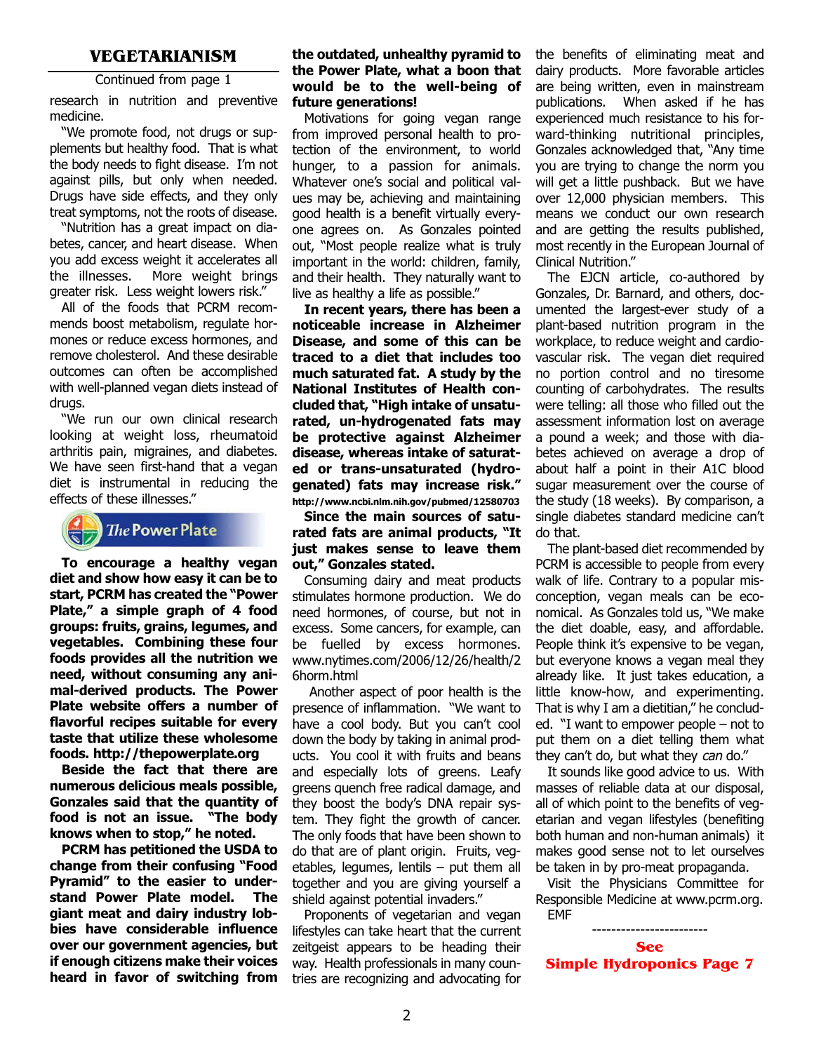## VEGETARIANISM

Continued from page 1

research in nutrition and preventive medicine.

"We promote food, not drugs or supplements but healthy food. That is what the body needs to fight disease. I'm not against pills, but only when needed. Drugs have side effects, and they only treat symptoms, not the roots of disease.

"Nutrition has a great impact on diabetes, cancer, and heart disease. When you add excess weight it accelerates all the illnesses. More weight brings greater risk. Less weight lowers risk."

All of the foods that PCRM recommends boost metabolism, regulate hormones or reduce excess hormones, and remove cholesterol. And these desirable outcomes can often be accomplished with well-planned vegan diets instead of drugs.

"We run our own clinical research looking at weight loss, rheumatoid arthritis pain, migraines, and diabetes. We have seen first-hand that a vegan diet is instrumental in reducing the effects of these illnesses."

The Power Plate

**To encourage a healthy vegan diet and show how easy it can be to start, PCRM has created the "Power Plate," a simple graph of 4 food groups: fruits, grains, legumes, and vegetables. Combining these four foods provides all the nutrition we need, without consuming any animal-derived products. The Power Plate website offers a number of flavorful recipes suitable for every taste that utilize these wholesome foods. http://thepowerplate.org**

**Beside the fact that there are numerous delicious meals possible, Gonzales said that the quantity of food is not an issue. "The body knows when to stop," he noted.**

**PCRM has petitioned the USDA to change from their confusing "Food Pyramid" to the easier to understand Power Plate model. The giant meat and dairy industry lobbies have considerable influence over our government agencies, but if enough citizens make their voices heard in favor of switching from the outdated, unhealthy pyramid to the Power Plate, what a boon that would be to the well-being of future generations!**

Motivations for going vegan range from improved personal health to protection of the environment, to world hunger, to a passion for animals. Whatever one's social and political values may be, achieving and maintaining good health is a benefit virtually everyone agrees on. As Gonzales pointed out, "Most people realize what is truly important in the world: children, family, and their health. They naturally want to live as healthy a life as possible."

**In recent years, there has been a noticeable increase in Alzheimer Disease, and some of this can be traced to a diet that includes too much saturated fat. A study by the National Institutes of Health concluded that, "High intake of unsaturated, un-hydrogenated fats may be protective against Alzheimer disease, whereas intake of saturated or trans-unsaturated (hydrogenated) fats may increase risk." http://www.ncbi.nlm.nih.gov/pubmed/12580703**

**Since the main sources of saturated fats are animal products, "It just makes sense to leave them out," Gonzales stated.**

Consuming dairy and meat products stimulates hormone production. We do need hormones, of course, but not in excess. Some cancers, for example, can be fuelled by excess hormones. www.nytimes.com/2006/12/26/health/26horm.html

Another aspect of poor health is the presence of inflammation. "We want to have a cool body. But you can't cool down the body by taking in animal products. You cool it with fruits and beans and especially lots of greens. Leafy greens quench free radical damage, and they boost the body's DNA repair system. They fight the growth of cancer. The only foods that have been shown to do that are of plant origin. Fruits, vegetables, legumes, lentils – put them all together and you are giving yourself a shield against potential invaders."

Proponents of vegetarian and vegan lifestyles can take heart that the current zeitgeist appears to be heading their way. Health professionals in many countries are recognizing and advocating for the benefits of eliminating meat and dairy products. More favorable articles are being written, even in mainstream publications. When asked if he has experienced much resistance to his forward-thinking nutritional principles, Gonzales acknowledged that, "Any time you are trying to change the norm you will get a little pushback. But we have over 12,000 physician members. This means we conduct our own research and are getting the results published, most recently in the European Journal of Clinical Nutrition."

The EJCN article, co-authored by Gonzales, Dr. Barnard, and others, documented the largest-ever study of a plant-based nutrition program in the workplace, to reduce weight and cardiovascular risk. The vegan diet required no portion control and no tiresome counting of carbohydrates. The results were telling: all those who filled out the assessment information lost on average a pound a week; and those with diabetes achieved on average a drop of about half a point in their A1C blood sugar measurement over the course of the study (18 weeks). By comparison, a single diabetes standard medicine can't do that.

The plant-based diet recommended by PCRM is accessible to people from every walk of life. Contrary to a popular misconception, vegan meals can be economical. As Gonzales told us, "We make the diet doable, easy, and affordable. People think it's expensive to be vegan, but everyone knows a vegan meal they already like. It just takes education, a little know-how, and experimenting. That is why I am a dietitian," he concluded. "I want to empower people – not to put them on a diet telling them what they can't do, but what they *can* do."

It sounds like good advice to us. With masses of reliable data at our disposal, all of which point to the benefits of vegetarian and vegan lifestyles (benefiting both human and non-human animals) it makes good sense not to let ourselves be taken in by pro-meat propaganda.

Visit the Physicians Committee for Responsible Medicine at www.pcrm.org.

EMF

------------------------

**See**
**Simple Hydroponics Page 7**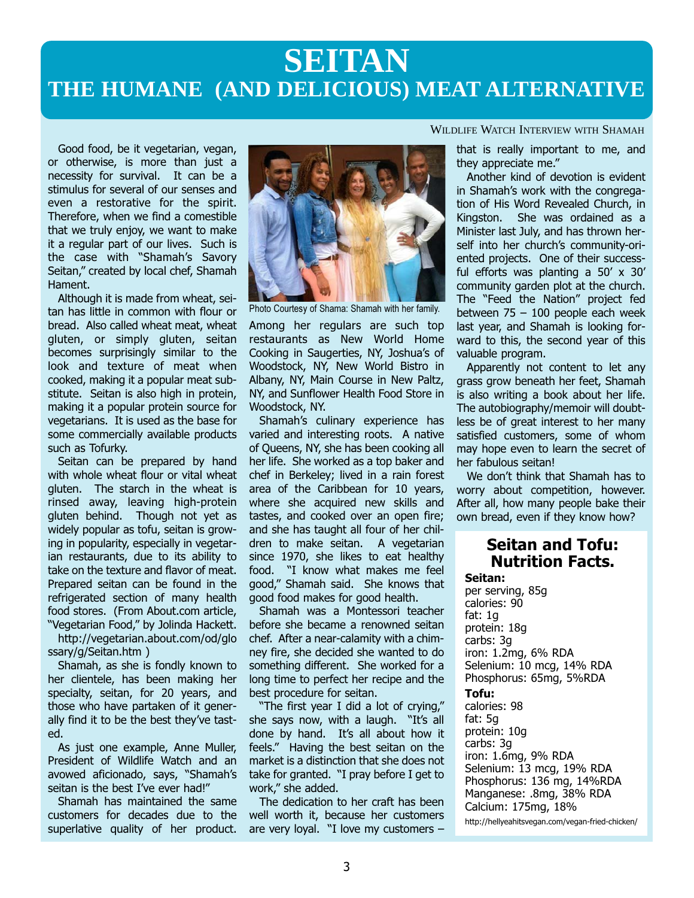# SEITAN

## THE HUMANE (AND DELICIOUS) MEAT ALTERNATIVE

WILDLIFE WATCH INTERVIEW WITH SHAMAH

Good food, be it vegetarian, vegan, or otherwise, is more than just a necessity for survival. It can be a stimulus for several of our senses and even a restorative for the spirit. Therefore, when we find a comestible that we truly enjoy, we want to make it a regular part of our lives. Such is the case with "Shamah's Savory Seitan," created by local chef, Shamah Hament.

Although it is made from wheat, seitan has little in common with flour or bread. Also called wheat meat, wheat gluten, or simply gluten, seitan becomes surprisingly similar to the look and texture of meat when cooked, making it a popular meat substitute. Seitan is also high in protein, making it a popular protein source for vegetarians. It is used as the base for some commercially available products such as Tofurky.

Seitan can be prepared by hand with whole wheat flour or vital wheat gluten. The starch in the wheat is rinsed away, leaving high-protein gluten behind. Though not yet as widely popular as tofu, seitan is growing in popularity, especially in vegetarian restaurants, due to its ability to take on the texture and flavor of meat. Prepared seitan can be found in the refrigerated section of many health food stores. (From About.com article, "Vegetarian Food," by Jolinda Hackett. http://vegetarian.about.com/od/glossary/g/Seitan.htm )

Shamah, as she is fondly known to her clientele, has been making her specialty, seitan, for 20 years, and those who have partaken of it generally find it to be the best they've tasted.

As just one example, Anne Muller, President of Wildlife Watch and an avowed aficionado, says, "Shamah's seitan is the best I've ever had!"

Shamah has maintained the same customers for decades due to the superlative quality of her product.

Photo Courtesy of Shama: Shamah with her family.

Among her regulars are such top restaurants as New World Home Cooking in Saugerties, NY, Joshua's of Woodstock, NY, New World Bistro in Albany, NY, Main Course in New Paltz, NY, and Sunflower Health Food Store in Woodstock, NY.

Shamah's culinary experience has varied and interesting roots. A native of Queens, NY, she has been cooking all her life. She worked as a top baker and chef in Berkeley; lived in a rain forest area of the Caribbean for 10 years, where she acquired new skills and tastes, and cooked over an open fire; and she has taught all four of her children to make seitan. A vegetarian since 1970, she likes to eat healthy food. "I know what makes me feel good," Shamah said. She knows that good food makes for good health.

Shamah was a Montessori teacher before she became a renowned seitan chef. After a near-calamity with a chimney fire, she decided she wanted to do something different. She worked for a long time to perfect her recipe and the best procedure for seitan.

"The first year I did a lot of crying," she says now, with a laugh. "It's all done by hand. It's all about how it feels." Having the best seitan on the market is a distinction that she does not take for granted. "I pray before I get to work," she added.

The dedication to her craft has been well worth it, because her customers are very loyal. "I love my customers – that is really important to me, and they appreciate me."

Another kind of devotion is evident in Shamah's work with the congregation of His Word Revealed Church, in Kingston. She was ordained as a Minister last July, and has thrown herself into her church's community-oriented projects. One of their successful efforts was planting a 50' x 30' community garden plot at the church. The "Feed the Nation" project fed between 75 – 100 people each week last year, and Shamah is looking forward to this, the second year of this valuable program.

Apparently not content to let any grass grow beneath her feet, Shamah is also writing a book about her life. The autobiography/memoir will doubtless be of great interest to her many satisfied customers, some of whom may hope even to learn the secret of her fabulous seitan!

We don't think that Shamah has to worry about competition, however. After all, how many people bake their own bread, even if they know how?

### Seitan and Tofu: Nutrition Facts.

**Seitan:**
per serving, 85g
calories: 90
fat: 1g
protein: 18g
carbs: 3g
iron: 1.2mg, 6% RDA
Selenium: 10 mcg, 14% RDA
Phosphorus: 65mg, 5%RDA

**Tofu:**
calories: 98
fat: 5g
protein: 10g
carbs: 3g
iron: 1.6mg, 9% RDA
Selenium: 13 mcg, 19% RDA
Phosphorus: 136 mg, 14%RDA
Manganese: .8mg, 38% RDA
Calcium: 175mg, 18%

http://hellyeahitsvegan.com/vegan-fried-chicken/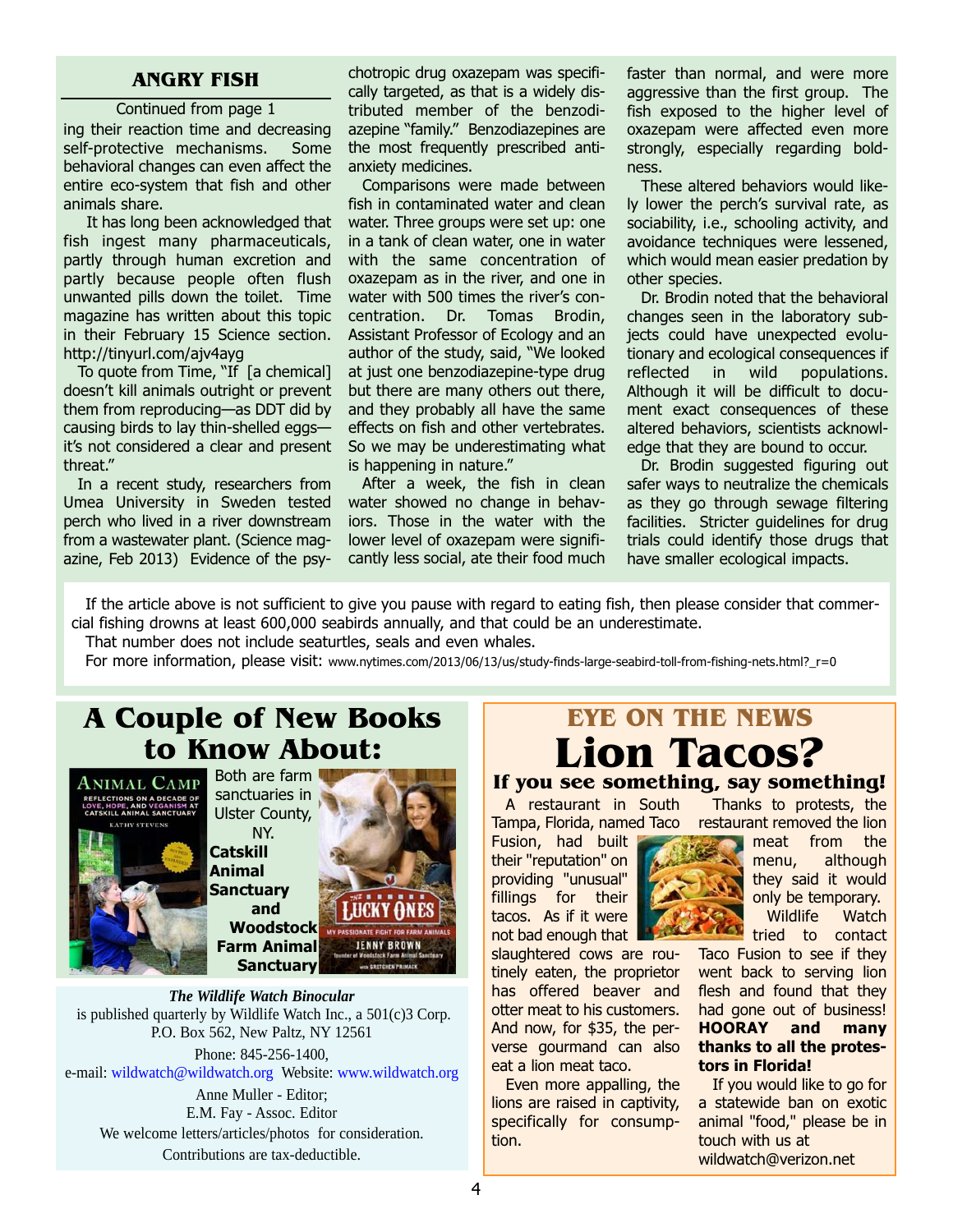## ANGRY FISH

Continued from page 1

ing their reaction time and decreasing self-protective mechanisms. Some behavioral changes can even affect the entire eco-system that fish and other animals share.

It has long been acknowledged that fish ingest many pharmaceuticals, partly through human excretion and partly because people often flush unwanted pills down the toilet. Time magazine has written about this topic in their February 15 Science section. http://tinyurl.com/ajv4ayg

To quote from Time, "If [a chemical] doesn't kill animals outright or prevent them from reproducing—as DDT did by causing birds to lay thin-shelled eggs—it's not considered a clear and present threat."

In a recent study, researchers from Umea University in Sweden tested perch who lived in a river downstream from a wastewater plant. (Science magazine, Feb 2013) Evidence of the psychotropic drug oxazepam was specifically targeted, as that is a widely distributed member of the benzodiazepine "family." Benzodiazepines are the most frequently prescribed anti-anxiety medicines.

Comparisons were made between fish in contaminated water and clean water. Three groups were set up: one in a tank of clean water, one in water with the same concentration of oxazepam as in the river, and one in water with 500 times the river's concentration. Dr. Tomas Brodin, Assistant Professor of Ecology and an author of the study, said, "We looked at just one benzodiazepine-type drug but there are many others out there, and they probably all have the same effects on fish and other vertebrates. So we may be underestimating what is happening in nature."

After a week, the fish in clean water showed no change in behaviors. Those in the water with the lower level of oxazepam were significantly less social, ate their food much faster than normal, and were more aggressive than the first group. The fish exposed to the higher level of oxazepam were affected even more strongly, especially regarding boldness.

These altered behaviors would likely lower the perch's survival rate, as sociability, i.e., schooling activity, and avoidance techniques were lessened, which would mean easier predation by other species.

Dr. Brodin noted that the behavioral changes seen in the laboratory subjects could have unexpected evolutionary and ecological consequences if reflected in wild populations. Although it will be difficult to document exact consequences of these altered behaviors, scientists acknowledge that they are bound to occur.

Dr. Brodin suggested figuring out safer ways to neutralize the chemicals as they go through sewage filtering facilities. Stricter guidelines for drug trials could identify those drugs that have smaller ecological impacts.

If the article above is not sufficient to give you pause with regard to eating fish, then please consider that commercial fishing drowns at least 600,000 seabirds annually, and that could be an underestimate.

That number does not include seaturtles, seals and even whales.

For more information, please visit: www.nytimes.com/2013/06/13/us/study-finds-large-seabird-toll-from-fishing-nets.html?_r=0

## A Couple of New Books to Know About:

ANIMAL CAMP — Reflections on a Decade of Love, Hope, and Veganism at Catskill Animal Sanctuary — Kathy Stevens

THE LUCKY ONES — My Passionate Fight for Farm Animals — Jenny Brown, founder of Woodstock Farm Animal Sanctuary, with Gretchen Primack

Both are farm sanctuaries in Ulster County, NY. **Catskill Animal Sanctuary** and **Woodstock Farm Animal Sanctuary**

***The Wildlife Watch Binocular***
is published quarterly by Wildlife Watch Inc., a 501(c)3 Corp.
P.O. Box 562, New Paltz, NY 12561
Phone: 845-256-1400,
e-mail: wildwatch@wildwatch.org Website: www.wildwatch.org
Anne Muller - Editor;
E.M. Fay - Assoc. Editor
We welcome letters/articles/photos for consideration.
Contributions are tax-deductible.

## EYE ON THE NEWS

# Lion Tacos?

### If you see something, say something!

A restaurant in South Tampa, Florida, named Taco Fusion, had built their "reputation" on providing "unusual" fillings for their tacos. As if it were not bad enough that slaughtered cows are routinely eaten, the proprietor has offered beaver and otter meat to his customers. And now, for $35, the perverse gourmand can also eat a lion meat taco.

Even more appalling, the lions are raised in captivity, specifically for consumption.

Thanks to protests, the restaurant removed the lion meat from the menu, although they said it would only be temporary.

Wildlife Watch tried to contact Taco Fusion to see if they went back to serving lion flesh and found that they had gone out of business! **HOORAY and many thanks to all the protestors in Florida!**

If you would like to go for a statewide ban on exotic animal "food," please be in touch with us at wildwatch@verizon.net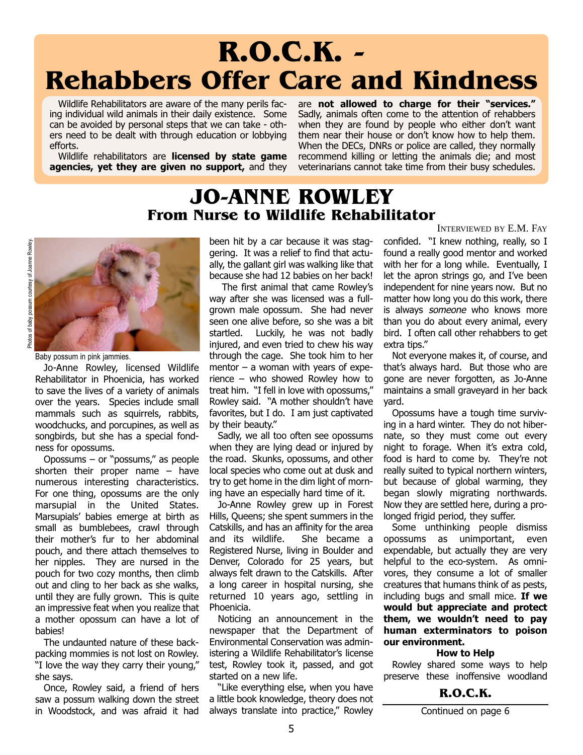# R.O.C.K. - Rehabbers Offer Care and Kindness

Wildlife Rehabilitators are aware of the many perils facing individual wild animals in their daily existence. Some can be avoided by personal steps that we can take - others need to be dealt with through education or lobbying efforts.

Wildlife rehabilitators are **licensed by state game agencies, yet they are given no support,** and they are **not allowed to charge for their "services."** Sadly, animals often come to the attention of rehabbers when they are found by people who either don't want them near their house or don't know how to help them. When the DECs, DNRs or police are called, they normally recommend killing or letting the animals die; and most veterinarians cannot take time from their busy schedules.

## JO-ANNE ROWLEY

### From Nurse to Wildlife Rehabilitator

INTERVIEWED BY E.M. FAY

Photos of baby possum courtesy of Joanne Rowley.

Baby possum in pink jammies.

Jo-Anne Rowley, licensed Wildlife Rehabilitator in Phoenicia, has worked to save the lives of a variety of animals over the years. Species include small mammals such as squirrels, rabbits, woodchucks, and porcupines, as well as songbirds, but she has a special fondness for opossums.

Opossums – or "possums," as people shorten their proper name – have numerous interesting characteristics. For one thing, opossums are the only marsupial in the United States. Marsupials' babies emerge at birth as small as bumblebees, crawl through their mother's fur to her abdominal pouch, and there attach themselves to her nipples. They are nursed in the pouch for two cozy months, then climb out and cling to her back as she walks, until they are fully grown. This is quite an impressive feat when you realize that a mother opossum can have a lot of babies!

The undaunted nature of these back-packing mommies is not lost on Rowley. "I love the way they carry their young," she says.

Once, Rowley said, a friend of hers saw a possum walking down the street in Woodstock, and was afraid it had been hit by a car because it was staggering. It was a relief to find that actually, the gallant girl was walking like that because she had 12 babies on her back!

The first animal that came Rowley's way after she was licensed was a full-grown male opossum. She had never seen one alive before, so she was a bit startled. Luckily, he was not badly injured, and even tried to chew his way through the cage. She took him to her mentor – a woman with years of experience – who showed Rowley how to treat him. "I fell in love with opossums," Rowley said. "A mother shouldn't have favorites, but I do. I am just captivated by their beauty."

Sadly, we all too often see opossums when they are lying dead or injured by the road. Skunks, opossums, and other local species who come out at dusk and try to get home in the dim light of morning have an especially hard time of it.

Jo-Anne Rowley grew up in Forest Hills, Queens; she spent summers in the Catskills, and has an affinity for the area and its wildlife. She became a Registered Nurse, living in Boulder and Denver, Colorado for 25 years, but always felt drawn to the Catskills. After a long career in hospital nursing, she returned 10 years ago, settling in Phoenicia.

Noticing an announcement in the newspaper that the Department of Environmental Conservation was administering a Wildlife Rehabilitator's license test, Rowley took it, passed, and got started on a new life.

"Like everything else, when you have a little book knowledge, theory does not always translate into practice," Rowley confided. "I knew nothing, really, so I found a really good mentor and worked with her for a long while. Eventually, I let the apron strings go, and I've been independent for nine years now. But no matter how long you do this work, there is always *someone* who knows more than you do about every animal, every bird. I often call other rehabbers to get extra tips."

Not everyone makes it, of course, and that's always hard. But those who are gone are never forgotten, as Jo-Anne maintains a small graveyard in her back yard.

Opossums have a tough time surviving in a hard winter. They do not hibernate, so they must come out every night to forage. When it's extra cold, food is hard to come by. They're not really suited to typical northern winters, but because of global warming, they began slowly migrating northwards. Now they are settled here, during a prolonged frigid period, they suffer.

Some unthinking people dismiss opossums as unimportant, even expendable, but actually they are very helpful to the eco-system. As omnivores, they consume a lot of smaller creatures that humans think of as pests, including bugs and small mice. **If we would but appreciate and protect them, we wouldn't need to pay human exterminators to poison our environment.**

**How to Help**

Rowley shared some ways to help preserve these inoffensive woodland

**R.O.C.K.**

Continued on page 6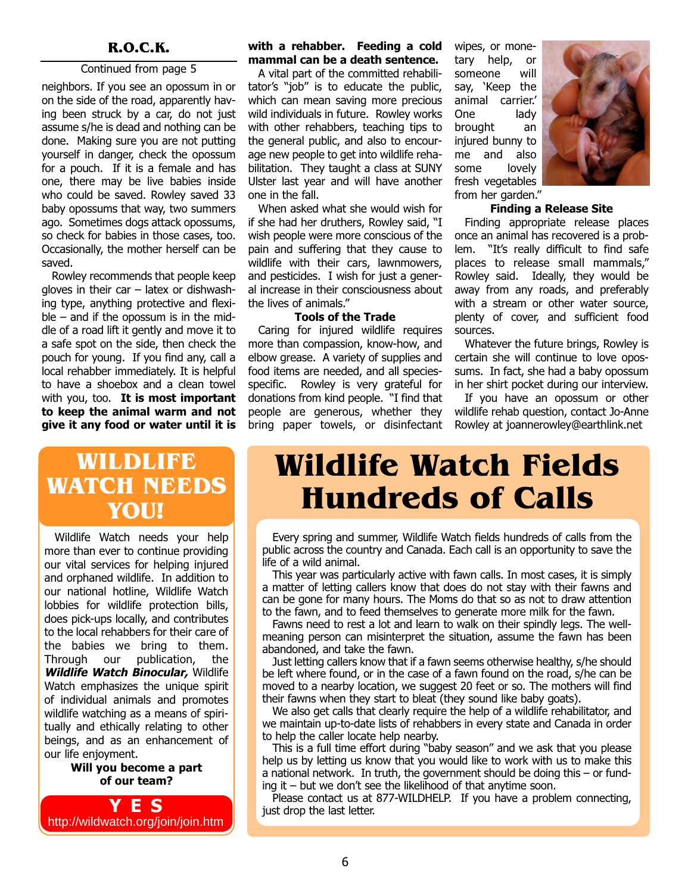## R.O.C.K.

Continued from page 5

neighbors. If you see an opossum in or on the side of the road, apparently having been struck by a car, do not just assume s/he is dead and nothing can be done. Making sure you are not putting yourself in danger, check the opossum for a pouch. If it is a female and has one, there may be live babies inside who could be saved. Rowley saved 33 baby opossums that way, two summers ago. Sometimes dogs attack opossums, so check for babies in those cases, too. Occasionally, the mother herself can be saved.

Rowley recommends that people keep gloves in their car – latex or dishwashing type, anything protective and flexible – and if the opossum is in the middle of a road lift it gently and move it to a safe spot on the side, then check the pouch for young. If you find any, call a local rehabber immediately. It is helpful to have a shoebox and a clean towel with you, too. **It is most important to keep the animal warm and not give it any food or water until it is with a rehabber. Feeding a cold mammal can be a death sentence.**

A vital part of the committed rehabilitator's "job" is to educate the public, which can mean saving more precious wild individuals in future. Rowley works with other rehabbers, teaching tips to the general public, and also to encourage new people to get into wildlife rehabilitation. They taught a class at SUNY Ulster last year and will have another one in the fall.

When asked what she would wish for if she had her druthers, Rowley said, "I wish people were more conscious of the pain and suffering that they cause to wildlife with their cars, lawnmowers, and pesticides. I wish for just a general increase in their consciousness about the lives of animals."

### Tools of the Trade

Caring for injured wildlife requires more than compassion, know-how, and elbow grease. A variety of supplies and food items are needed, and all species-specific. Rowley is very grateful for donations from kind people. "I find that people are generous, whether they bring paper towels, or disinfectant wipes, or monetary help, or someone will say, 'Keep the animal carrier.' One lady brought an injured bunny to me and also some lovely fresh vegetables from her garden."

### Finding a Release Site

Finding appropriate release places once an animal has recovered is a problem. "It's really difficult to find safe places to release small mammals," Rowley said. Ideally, they would be away from any roads, and preferably with a stream or other water source, plenty of cover, and sufficient food sources.

Whatever the future brings, Rowley is certain she will continue to love opossums. In fact, she had a baby opossum in her shirt pocket during our interview.

If you have an opossum or other wildlife rehab question, contact Jo-Anne Rowley at joannerowley@earthlink.net

## WILDLIFE WATCH NEEDS YOU!

Wildlife Watch needs your help more than ever to continue providing our vital services for helping injured and orphaned wildlife. In addition to our national hotline, Wildlife Watch lobbies for wildlife protection bills, does pick-ups locally, and contributes to the local rehabbers for their care of the babies we bring to them. Through our publication, the ***Wildlife Watch Binocular,*** Wildlife Watch emphasizes the unique spirit of individual animals and promotes wildlife watching as a means of spiritually and ethically relating to other beings, and as an enhancement of our life enjoyment.

**Will you become a part of our team?**

**Y E S**
http://wildwatch.org/join/join.htm

# Wildlife Watch Fields Hundreds of Calls

Every spring and summer, Wildlife Watch fields hundreds of calls from the public across the country and Canada. Each call is an opportunity to save the life of a wild animal.

This year was particularly active with fawn calls. In most cases, it is simply a matter of letting callers know that does do not stay with their fawns and can be gone for many hours. The Moms do that so as not to draw attention to the fawn, and to feed themselves to generate more milk for the fawn.

Fawns need to rest a lot and learn to walk on their spindly legs. The well-meaning person can misinterpret the situation, assume the fawn has been abandoned, and take the fawn.

Just letting callers know that if a fawn seems otherwise healthy, s/he should be left where found, or in the case of a fawn found on the road, s/he can be moved to a nearby location, we suggest 20 feet or so. The mothers will find their fawns when they start to bleat (they sound like baby goats).

We also get calls that clearly require the help of a wildlife rehabilitator, and we maintain up-to-date lists of rehabbers in every state and Canada in order to help the caller locate help nearby.

This is a full time effort during "baby season" and we ask that you please help us by letting us know that you would like to work with us to make this a national network. In truth, the government should be doing this – or funding it – but we don't see the likelihood of that anytime soon.

Please contact us at 877-WILDHELP. If you have a problem connecting, just drop the last letter.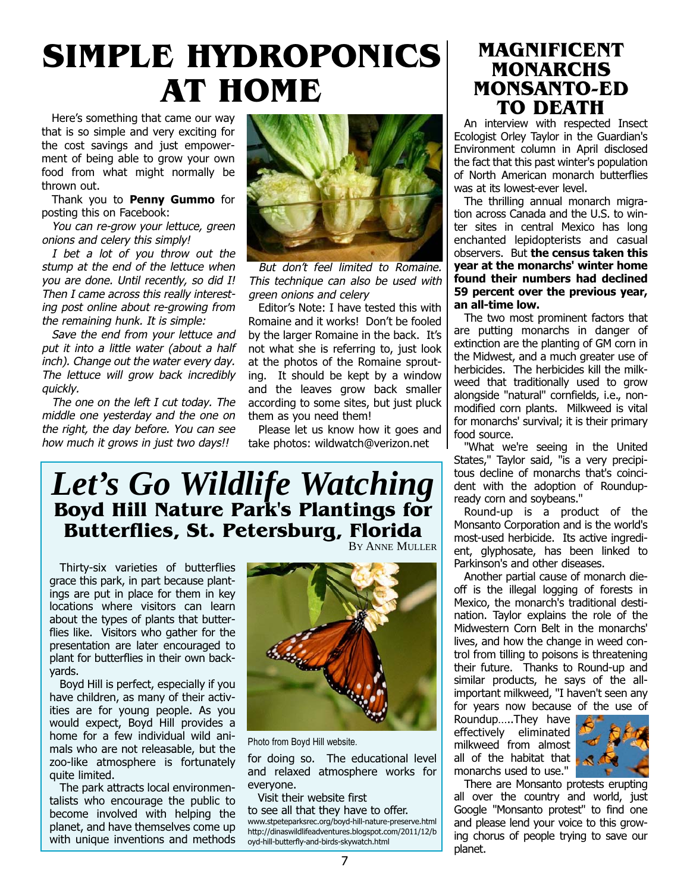# SIMPLE HYDROPONICS AT HOME

Here's something that came our way that is so simple and very exciting for the cost savings and just empowerment of being able to grow your own food from what might normally be thrown out.

Thank you to **Penny Gummo** for posting this on Facebook:

*You can re-grow your lettuce, green onions and celery this simply!*

*I bet a lot of you throw out the stump at the end of the lettuce when you are done. Until recently, so did I! Then I came across this really interesting post online about re-growing from the remaining hunk. It is simple:*

*Save the end from your lettuce and put it into a little water (about a half inch). Change out the water every day. The lettuce will grow back incredibly quickly.*

*The one on the left I cut today. The middle one yesterday and the one on the right, the day before. You can see how much it grows in just two days!!*

*But don't feel limited to Romaine. This technique can also be used with green onions and celery*

Editor's Note: I have tested this with Romaine and it works! Don't be fooled by the larger Romaine in the back. It's not what she is referring to, just look at the photos of the Romaine sprouting. It should be kept by a window and the leaves grow back smaller according to some sites, but just pluck them as you need them!

Please let us know how it goes and take photos: wildwatch@verizon.net

# *Let's Go Wildlife Watching*

## Boyd Hill Nature Park's Plantings for Butterflies, St. Petersburg, Florida

By Anne Muller

Thirty-six varieties of butterflies grace this park, in part because plantings are put in place for them in key locations where visitors can learn about the types of plants that butterflies like. Visitors who gather for the presentation are later encouraged to plant for butterflies in their own backyards.

Boyd Hill is perfect, especially if you have children, as many of their activities are for young people. As you would expect, Boyd Hill provides a home for a few individual wild animals who are not releasable, but the zoo-like atmosphere is fortunately quite limited.

The park attracts local environmentalists who encourage the public to become involved with helping the planet, and have themselves come up with unique inventions and methods for doing so. The educational level and relaxed atmosphere works for everyone.

Photo from Boyd Hill website.

Visit their website first to see all that they have to offer.

www.stpeteparksrec.org/boyd-hill-nature-preserve.html
http://dinaswildlifeadventures.blogspot.com/2011/12/boyd-hill-butterfly-and-birds-skywatch.html

# MAGNIFICENT MONARCHS MONSANTO-ED TO DEATH

An interview with respected Insect Ecologist Orley Taylor in the Guardian's Environment column in April disclosed the fact that this past winter's population of North American monarch butterflies was at its lowest-ever level.

The thrilling annual monarch migration across Canada and the U.S. to winter sites in central Mexico has long enchanted lepidopterists and casual observers. But **the census taken this year at the monarchs' winter home found their numbers had declined 59 percent over the previous year, an all-time low.**

The two most prominent factors that are putting monarchs in danger of extinction are the planting of GM corn in the Midwest, and a much greater use of herbicides. The herbicides kill the milkweed that traditionally used to grow alongside "natural" cornfields, i.e., non-modified corn plants. Milkweed is vital for monarchs' survival; it is their primary food source.

"What we're seeing in the United States," Taylor said, "is a very precipitous decline of monarchs that's coincident with the adoption of Roundup-ready corn and soybeans."

Round-up is a product of the Monsanto Corporation and is the world's most-used herbicide. Its active ingredient, glyphosate, has been linked to Parkinson's and other diseases.

Another partial cause of monarch die-off is the illegal logging of forests in Mexico, the monarch's traditional destination. Taylor explains the role of the Midwestern Corn Belt in the monarchs' lives, and how the change in weed control from tilling to poisons is threatening their future. Thanks to Round-up and similar products, he says of the all-important milkweed, "I haven't seen any for years now because of the use of Roundup.....They have effectively eliminated milkweed from almost all of the habitat that monarchs used to use."

There are Monsanto protests erupting all over the country and world, just Google "Monsanto protest" to find one and please lend your voice to this growing chorus of people trying to save our planet.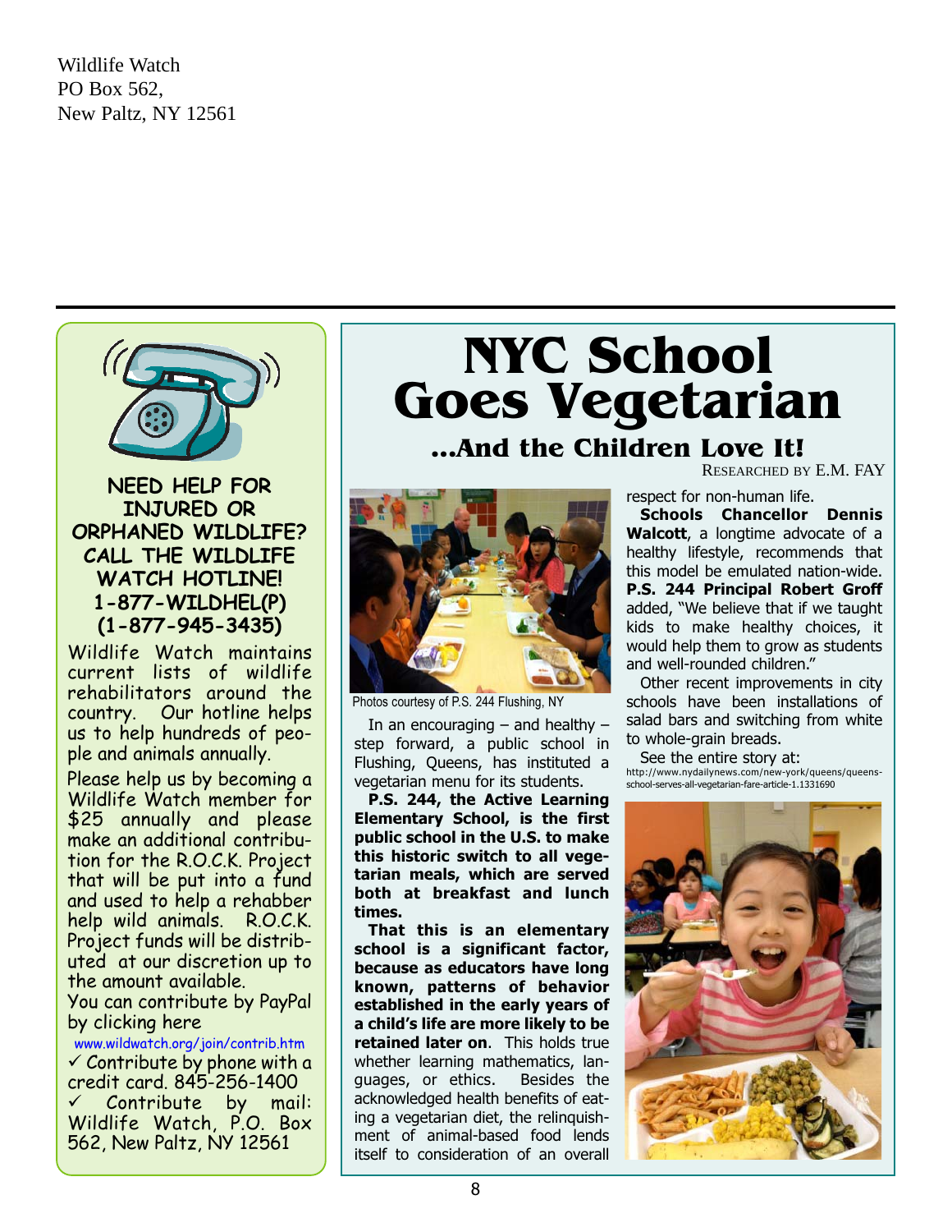Wildlife Watch
PO Box 562,
New Paltz, NY 12561

**NEED HELP FOR INJURED OR ORPHANED WILDLIFE? CALL THE WILDLIFE WATCH HOTLINE! 1-877-WILDHEL(P) (1-877-945-3435)**

Wildlife Watch maintains current lists of wildlife rehabilitators around the country. Our hotline helps us to help hundreds of people and animals annually.

Please help us by becoming a Wildlife Watch member for $25 annually and please make an additional contribution for the R.O.C.K. Project that will be put into a fund and used to help a rehabber help wild animals. R.O.C.K. Project funds will be distributed at our discretion up to the amount available.

You can contribute by PayPal by clicking here

www.wildwatch.org/join/contrib.htm

✓ Contribute by phone with a credit card. 845-256-1400

✓ Contribute by mail: Wildlife Watch, P.O. Box 562, New Paltz, NY 12561

# NYC School Goes Vegetarian

## ...And the Children Love It!

RESEARCHED BY E.M. FAY

Photos courtesy of P.S. 244 Flushing, NY

In an encouraging – and healthy – step forward, a public school in Flushing, Queens, has instituted a vegetarian menu for its students.

**P.S. 244, the Active Learning Elementary School, is the first public school in the U.S. to make this historic switch to all vegetarian meals, which are served both at breakfast and lunch times.**

**That this is an elementary school is a significant factor, because as educators have long known, patterns of behavior established in the early years of a child's life are more likely to be retained later on**. This holds true whether learning mathematics, languages, or ethics. Besides the acknowledged health benefits of eating a vegetarian diet, the relinquishment of animal-based food lends itself to consideration of an overall respect for non-human life.

**Schools Chancellor Dennis Walcott**, a longtime advocate of a healthy lifestyle, recommends that this model be emulated nation-wide. **P.S. 244 Principal Robert Groff** added, "We believe that if we taught kids to make healthy choices, it would help them to grow as students and well-rounded children."

Other recent improvements in city schools have been installations of salad bars and switching from white to whole-grain breads.

See the entire story at:
http://www.nydailynews.com/new-york/queens/queens-school-serves-all-vegetarian-fare-article-1.1331690